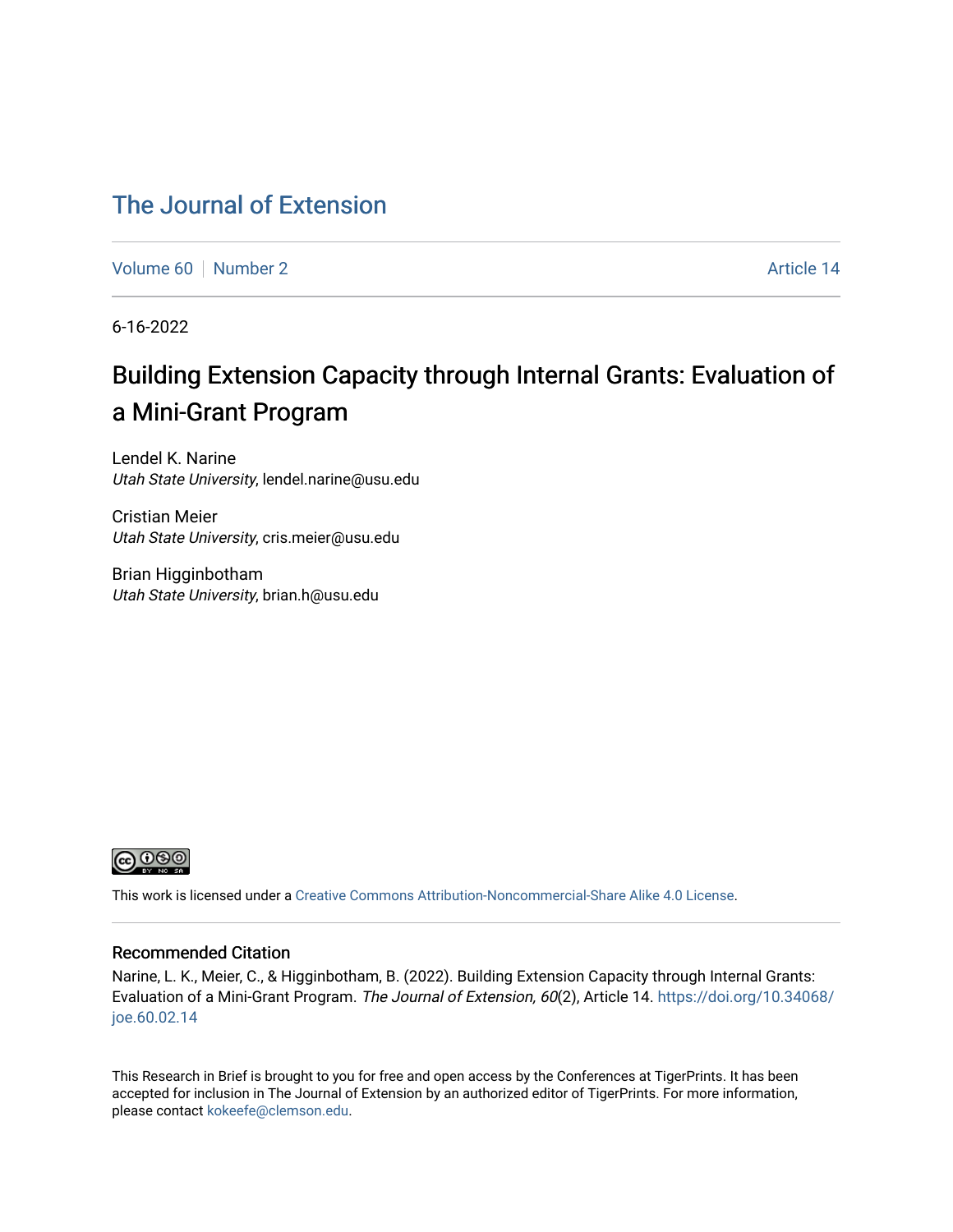# The Journal of Extension

Volume 60 | Number 2 | Article 14

6-16-2022

## Building Extension Capacity through Internal Grants: Evaluation of a Mini-Grant Program

Lendel K. Narine
*Utah State University*, lendel.narine@usu.edu

Cristian Meier
*Utah State University*, cris.meier@usu.edu

Brian Higginbotham
*Utah State University*, brian.h@usu.edu

This work is licensed under a Creative Commons Attribution-Noncommercial-Share Alike 4.0 License.

### Recommended Citation

Narine, L. K., Meier, C., & Higginbotham, B. (2022). Building Extension Capacity through Internal Grants: Evaluation of a Mini-Grant Program. *The Journal of Extension, 60*(2), Article 14. https://doi.org/10.34068/joe.60.02.14

This Research in Brief is brought to you for free and open access by the Conferences at TigerPrints. It has been accepted for inclusion in The Journal of Extension by an authorized editor of TigerPrints. For more information, please contact kokeefe@clemson.edu.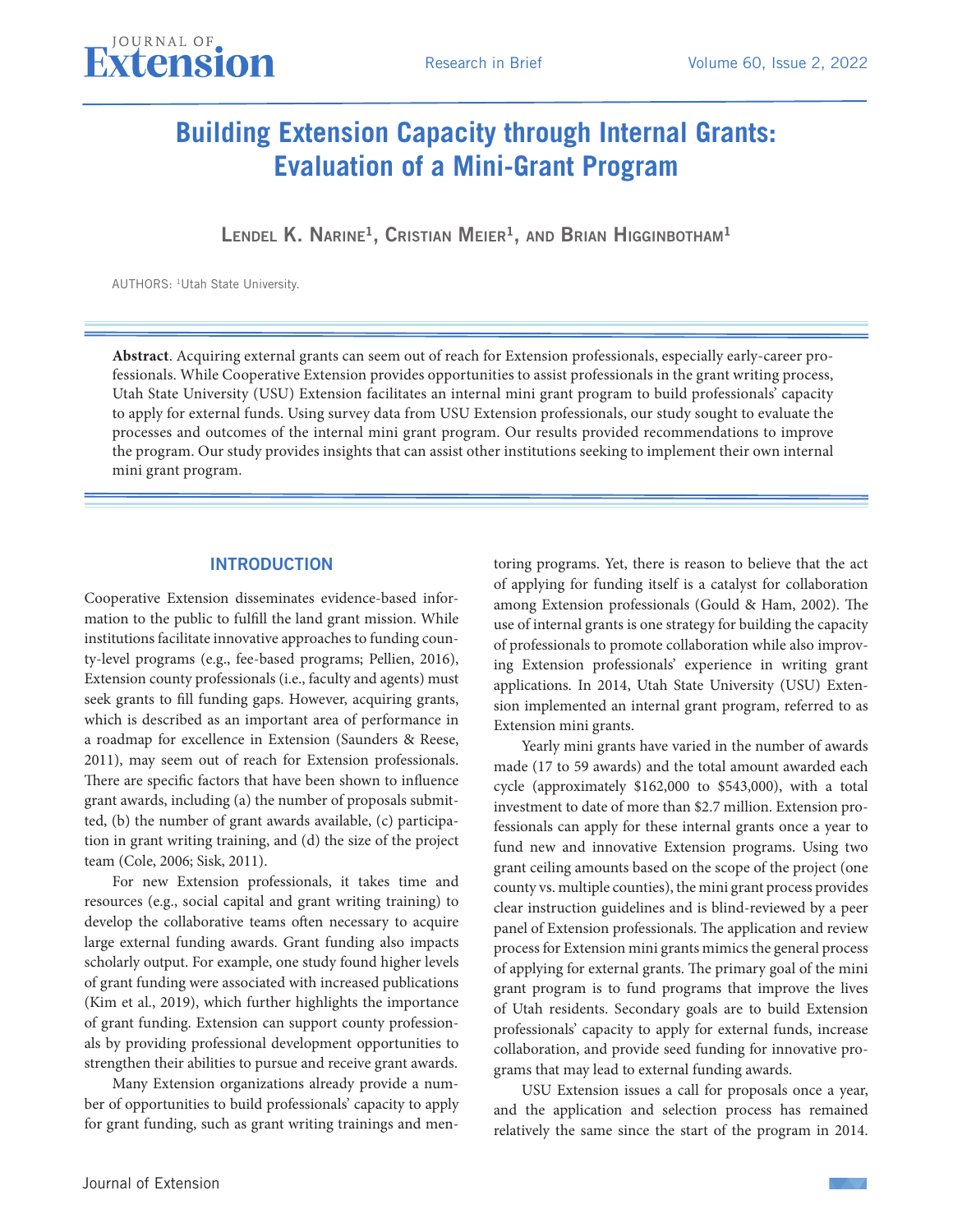# Building Extension Capacity through Internal Grants: Evaluation of a Mini-Grant Program

**Lendel K. Narine[1], Cristian Meier[1], and Brian Higginbotham[1]**

AUTHORS: [1]Utah State University.

**Abstract**. Acquiring external grants can seem out of reach for Extension professionals, especially early-career professionals. While Cooperative Extension provides opportunities to assist professionals in the grant writing process, Utah State University (USU) Extension facilitates an internal mini grant program to build professionals' capacity to apply for external funds. Using survey data from USU Extension professionals, our study sought to evaluate the processes and outcomes of the internal mini grant program. Our results provided recommendations to improve the program. Our study provides insights that can assist other institutions seeking to implement their own internal mini grant program.

## INTRODUCTION

Cooperative Extension disseminates evidence-based information to the public to fulfill the land grant mission. While institutions facilitate innovative approaches to funding county-level programs (e.g., fee-based programs; Pellien, 2016), Extension county professionals (i.e., faculty and agents) must seek grants to fill funding gaps. However, acquiring grants, which is described as an important area of performance in a roadmap for excellence in Extension (Saunders & Reese, 2011), may seem out of reach for Extension professionals. There are specific factors that have been shown to influence grant awards, including (a) the number of proposals submitted, (b) the number of grant awards available, (c) participation in grant writing training, and (d) the size of the project team (Cole, 2006; Sisk, 2011).

For new Extension professionals, it takes time and resources (e.g., social capital and grant writing training) to develop the collaborative teams often necessary to acquire large external funding awards. Grant funding also impacts scholarly output. For example, one study found higher levels of grant funding were associated with increased publications (Kim et al., 2019), which further highlights the importance of grant funding. Extension can support county professionals by providing professional development opportunities to strengthen their abilities to pursue and receive grant awards.

Many Extension organizations already provide a number of opportunities to build professionals' capacity to apply for grant funding, such as grant writing trainings and mentoring programs. Yet, there is reason to believe that the act of applying for funding itself is a catalyst for collaboration among Extension professionals (Gould & Ham, 2002). The use of internal grants is one strategy for building the capacity of professionals to promote collaboration while also improving Extension professionals' experience in writing grant applications. In 2014, Utah State University (USU) Extension implemented an internal grant program, referred to as Extension mini grants.

Yearly mini grants have varied in the number of awards made (17 to 59 awards) and the total amount awarded each cycle (approximately $162,000 to $543,000), with a total investment to date of more than $2.7 million. Extension professionals can apply for these internal grants once a year to fund new and innovative Extension programs. Using two grant ceiling amounts based on the scope of the project (one county vs. multiple counties), the mini grant process provides clear instruction guidelines and is blind-reviewed by a peer panel of Extension professionals. The application and review process for Extension mini grants mimics the general process of applying for external grants. The primary goal of the mini grant program is to fund programs that improve the lives of Utah residents. Secondary goals are to build Extension professionals' capacity to apply for external funds, increase collaboration, and provide seed funding for innovative programs that may lead to external funding awards.

USU Extension issues a call for proposals once a year, and the application and selection process has remained relatively the same since the start of the program in 2014.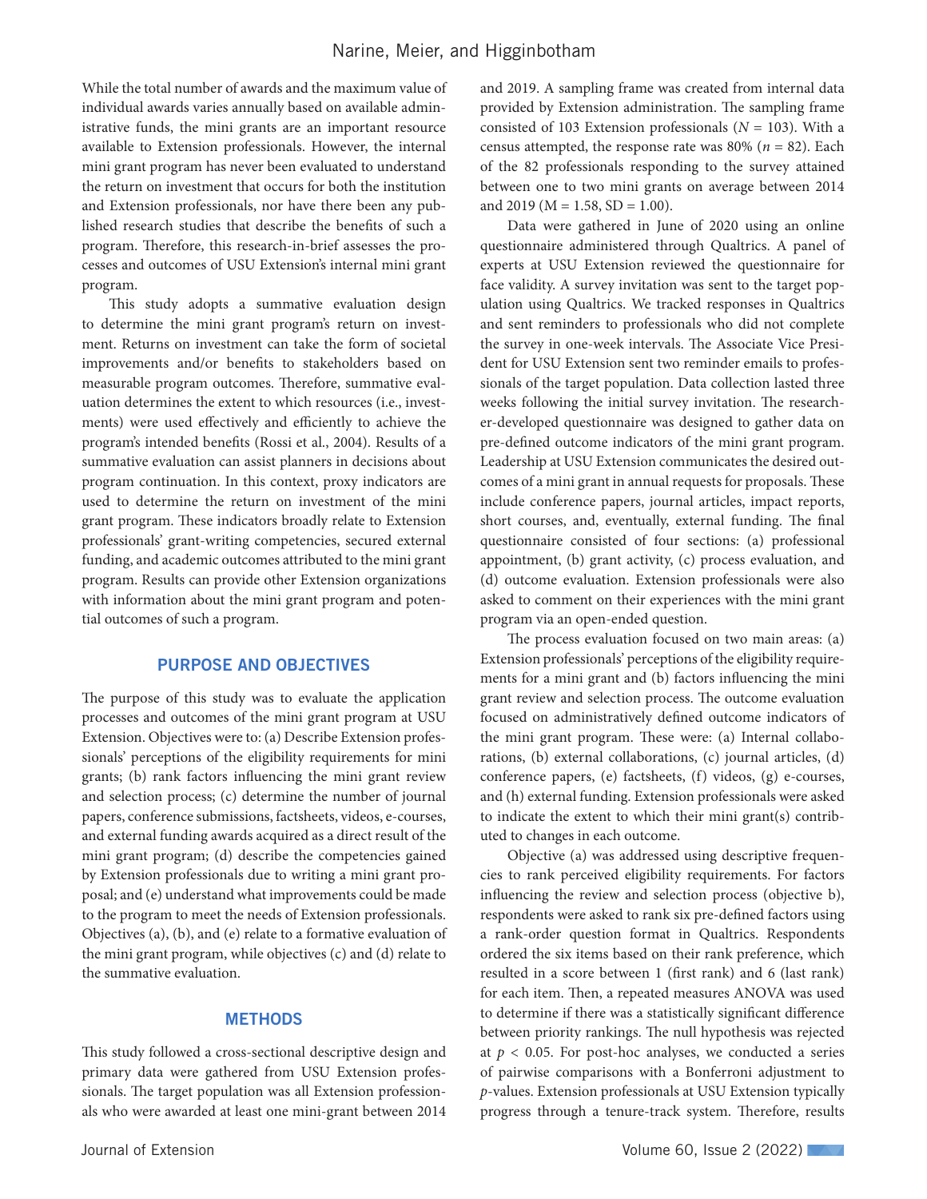While the total number of awards and the maximum value of individual awards varies annually based on available administrative funds, the mini grants are an important resource available to Extension professionals. However, the internal mini grant program has never been evaluated to understand the return on investment that occurs for both the institution and Extension professionals, nor have there been any published research studies that describe the benefits of such a program. Therefore, this research-in-brief assesses the processes and outcomes of USU Extension's internal mini grant program.

This study adopts a summative evaluation design to determine the mini grant program's return on investment. Returns on investment can take the form of societal improvements and/or benefits to stakeholders based on measurable program outcomes. Therefore, summative evaluation determines the extent to which resources (i.e., investments) were used effectively and efficiently to achieve the program's intended benefits (Rossi et al., 2004). Results of a summative evaluation can assist planners in decisions about program continuation. In this context, proxy indicators are used to determine the return on investment of the mini grant program. These indicators broadly relate to Extension professionals' grant-writing competencies, secured external funding, and academic outcomes attributed to the mini grant program. Results can provide other Extension organizations with information about the mini grant program and potential outcomes of such a program.

## PURPOSE AND OBJECTIVES

The purpose of this study was to evaluate the application processes and outcomes of the mini grant program at USU Extension. Objectives were to: (a) Describe Extension professionals' perceptions of the eligibility requirements for mini grants; (b) rank factors influencing the mini grant review and selection process; (c) determine the number of journal papers, conference submissions, factsheets, videos, e-courses, and external funding awards acquired as a direct result of the mini grant program; (d) describe the competencies gained by Extension professionals due to writing a mini grant proposal; and (e) understand what improvements could be made to the program to meet the needs of Extension professionals. Objectives (a), (b), and (e) relate to a formative evaluation of the mini grant program, while objectives (c) and (d) relate to the summative evaluation.

## METHODS

This study followed a cross-sectional descriptive design and primary data were gathered from USU Extension professionals. The target population was all Extension professionals who were awarded at least one mini-grant between 2014 and 2019. A sampling frame was created from internal data provided by Extension administration. The sampling frame consisted of 103 Extension professionals ($N = 103$). With a census attempted, the response rate was 80% ($n = 82$). Each of the 82 professionals responding to the survey attained between one to two mini grants on average between 2014 and 2019 (M = 1.58, SD = 1.00).

Data were gathered in June of 2020 using an online questionnaire administered through Qualtrics. A panel of experts at USU Extension reviewed the questionnaire for face validity. A survey invitation was sent to the target population using Qualtrics. We tracked responses in Qualtrics and sent reminders to professionals who did not complete the survey in one-week intervals. The Associate Vice President for USU Extension sent two reminder emails to professionals of the target population. Data collection lasted three weeks following the initial survey invitation. The researcher-developed questionnaire was designed to gather data on pre-defined outcome indicators of the mini grant program. Leadership at USU Extension communicates the desired outcomes of a mini grant in annual requests for proposals. These include conference papers, journal articles, impact reports, short courses, and, eventually, external funding. The final questionnaire consisted of four sections: (a) professional appointment, (b) grant activity, (c) process evaluation, and (d) outcome evaluation. Extension professionals were also asked to comment on their experiences with the mini grant program via an open-ended question.

The process evaluation focused on two main areas: (a) Extension professionals' perceptions of the eligibility requirements for a mini grant and (b) factors influencing the mini grant review and selection process. The outcome evaluation focused on administratively defined outcome indicators of the mini grant program. These were: (a) Internal collaborations, (b) external collaborations, (c) journal articles, (d) conference papers, (e) factsheets, (f) videos, (g) e-courses, and (h) external funding. Extension professionals were asked to indicate the extent to which their mini grant(s) contributed to changes in each outcome.

Objective (a) was addressed using descriptive frequencies to rank perceived eligibility requirements. For factors influencing the review and selection process (objective b), respondents were asked to rank six pre-defined factors using a rank-order question format in Qualtrics. Respondents ordered the six items based on their rank preference, which resulted in a score between 1 (first rank) and 6 (last rank) for each item. Then, a repeated measures ANOVA was used to determine if there was a statistically significant difference between priority rankings. The null hypothesis was rejected at $p < 0.05$. For post-hoc analyses, we conducted a series of pairwise comparisons with a Bonferroni adjustment to *p*-values. Extension professionals at USU Extension typically progress through a tenure-track system. Therefore, results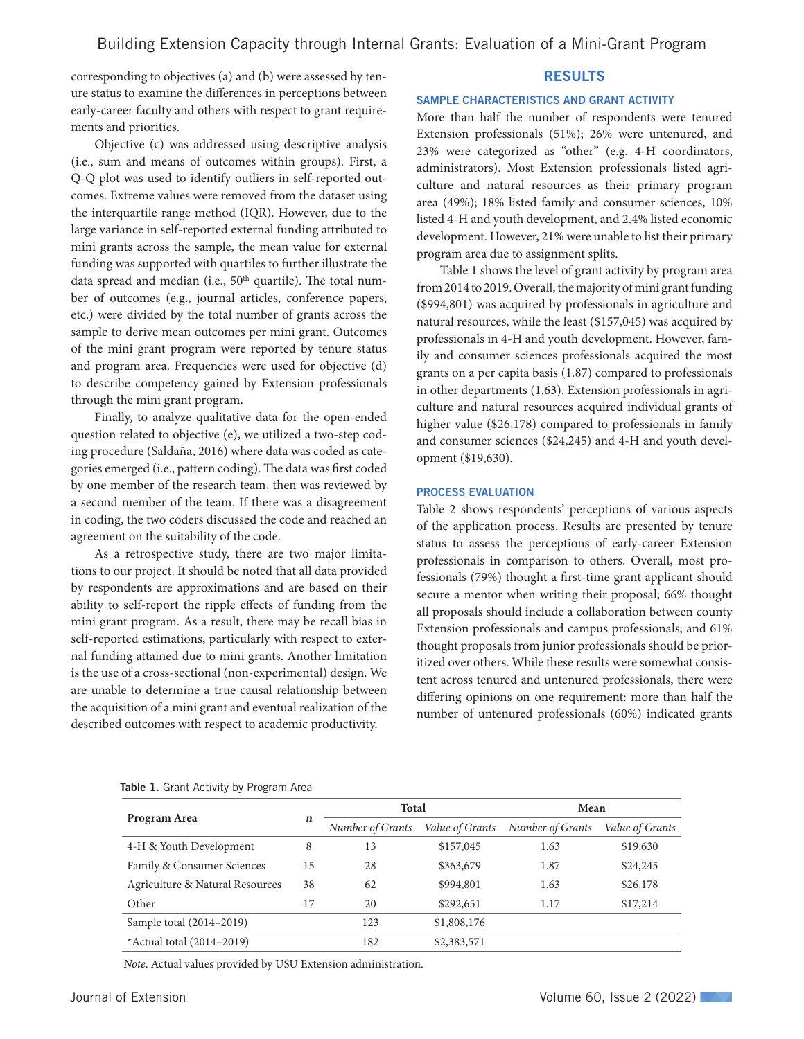corresponding to objectives (a) and (b) were assessed by tenure status to examine the differences in perceptions between early-career faculty and others with respect to grant requirements and priorities.

Objective (c) was addressed using descriptive analysis (i.e., sum and means of outcomes within groups). First, a Q-Q plot was used to identify outliers in self-reported outcomes. Extreme values were removed from the dataset using the interquartile range method (IQR). However, due to the large variance in self-reported external funding attributed to mini grants across the sample, the mean value for external funding was supported with quartiles to further illustrate the data spread and median (i.e., 50th quartile). The total number of outcomes (e.g., journal articles, conference papers, etc.) were divided by the total number of grants across the sample to derive mean outcomes per mini grant. Outcomes of the mini grant program were reported by tenure status and program area. Frequencies were used for objective (d) to describe competency gained by Extension professionals through the mini grant program.

Finally, to analyze qualitative data for the open-ended question related to objective (e), we utilized a two-step coding procedure (Saldaña, 2016) where data was coded as categories emerged (i.e., pattern coding). The data was first coded by one member of the research team, then was reviewed by a second member of the team. If there was a disagreement in coding, the two coders discussed the code and reached an agreement on the suitability of the code.

As a retrospective study, there are two major limitations to our project. It should be noted that all data provided by respondents are approximations and are based on their ability to self-report the ripple effects of funding from the mini grant program. As a result, there may be recall bias in self-reported estimations, particularly with respect to external funding attained due to mini grants. Another limitation is the use of a cross-sectional (non-experimental) design. We are unable to determine a true causal relationship between the acquisition of a mini grant and eventual realization of the described outcomes with respect to academic productivity.

## RESULTS

### SAMPLE CHARACTERISTICS AND GRANT ACTIVITY

More than half the number of respondents were tenured Extension professionals (51%); 26% were untenured, and 23% were categorized as "other" (e.g. 4-H coordinators, administrators). Most Extension professionals listed agriculture and natural resources as their primary program area (49%); 18% listed family and consumer sciences, 10% listed 4-H and youth development, and 2.4% listed economic development. However, 21% were unable to list their primary program area due to assignment splits.

Table 1 shows the level of grant activity by program area from 2014 to 2019. Overall, the majority of mini grant funding ($994,801) was acquired by professionals in agriculture and natural resources, while the least ($157,045) was acquired by professionals in 4-H and youth development. However, family and consumer sciences professionals acquired the most grants on a per capita basis (1.87) compared to professionals in other departments (1.63). Extension professionals in agriculture and natural resources acquired individual grants of higher value ($26,178) compared to professionals in family and consumer sciences ($24,245) and 4-H and youth development ($19,630).

### PROCESS EVALUATION

Table 2 shows respondents' perceptions of various aspects of the application process. Results are presented by tenure status to assess the perceptions of early-career Extension professionals in comparison to others. Overall, most professionals (79%) thought a first-time grant applicant should secure a mentor when writing their proposal; 66% thought all proposals should include a collaboration between county Extension professionals and campus professionals; and 61% thought proposals from junior professionals should be prioritized over others. While these results were somewhat consistent across tenured and untenured professionals, there were differing opinions on one requirement: more than half the number of untenured professionals (60%) indicated grants

**Table 1.** Grant Activity by Program Area

| Program Area | *n* | Total | | Mean | |
|---|---|---|---|---|---|
| | | *Number of Grants* | *Value of Grants* | *Number of Grants* | *Value of Grants* |
| 4-H & Youth Development | 8 | 13 | $157,045 | 1.63 | $19,630 |
| Family & Consumer Sciences | 15 | 28 | $363,679 | 1.87 | $24,245 |
| Agriculture & Natural Resources | 38 | 62 | $994,801 | 1.63 | $26,178 |
| Other | 17 | 20 | $292,651 | 1.17 | $17,214 |
| Sample total (2014–2019) | | 123 | $1,808,176 | | |
| *Actual total (2014–2019) | | 182 | $2,383,571 | | |

*Note.* Actual values provided by USU Extension administration.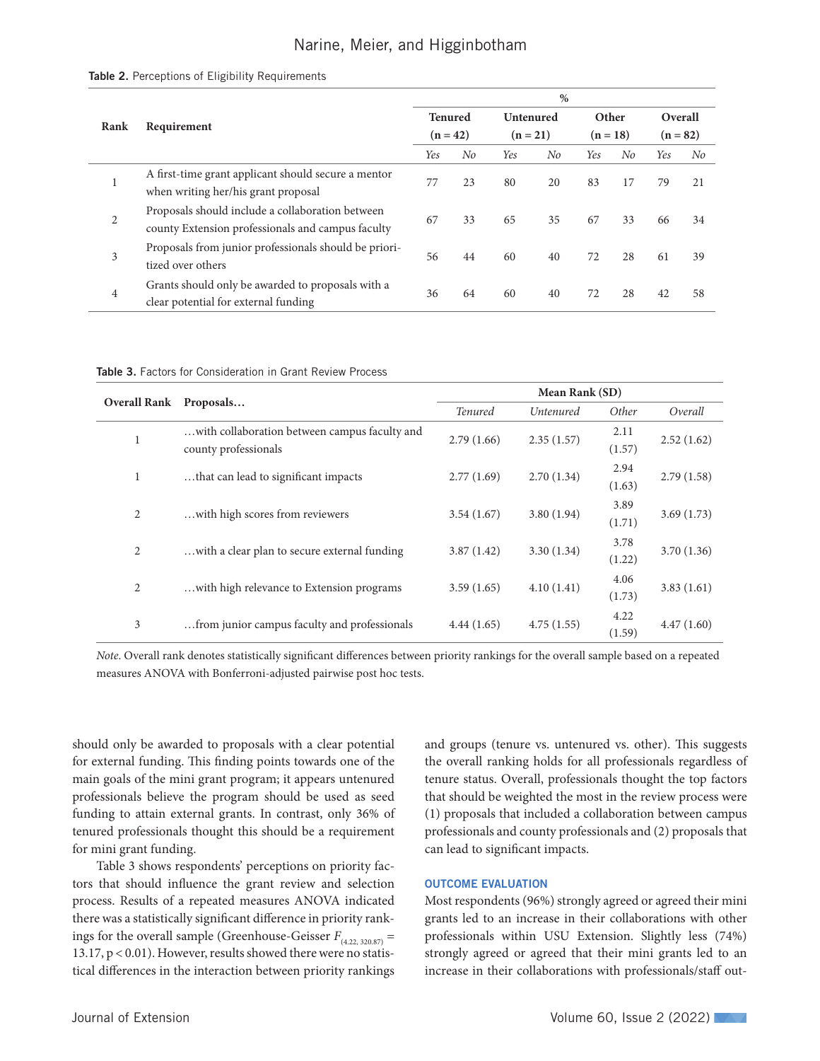**Table 2.** Perceptions of Eligibility Requirements

| Rank | Requirement | % | | | | | | | |
|---|---|---|---|---|---|---|---|---|---|
| | | Tenured (n = 42) | | Untenured (n = 21) | | Other (n = 18) | | Overall (n = 82) | |
| | | *Yes* | *No* | *Yes* | *No* | *Yes* | *No* | *Yes* | *No* |
| 1 | A first-time grant applicant should secure a mentor when writing her/his grant proposal | 77 | 23 | 80 | 20 | 83 | 17 | 79 | 21 |
| 2 | Proposals should include a collaboration between county Extension professionals and campus faculty | 67 | 33 | 65 | 35 | 67 | 33 | 66 | 34 |
| 3 | Proposals from junior professionals should be prioritized over others | 56 | 44 | 60 | 40 | 72 | 28 | 61 | 39 |
| 4 | Grants should only be awarded to proposals with a clear potential for external funding | 36 | 64 | 60 | 40 | 72 | 28 | 42 | 58 |

**Table 3.** Factors for Consideration in Grant Review Process

| Overall Rank | Proposals… | Mean Rank (SD) | | | |
|---|---|---|---|---|---|
| | | *Tenured* | *Untenured* | *Other* | *Overall* |
| 1 | …with collaboration between campus faculty and county professionals | 2.79 (1.66) | 2.35 (1.57) | 2.11 (1.57) | 2.52 (1.62) |
| 1 | …that can lead to significant impacts | 2.77 (1.69) | 2.70 (1.34) | 2.94 (1.63) | 2.79 (1.58) |
| 2 | …with high scores from reviewers | 3.54 (1.67) | 3.80 (1.94) | 3.89 (1.71) | 3.69 (1.73) |
| 2 | …with a clear plan to secure external funding | 3.87 (1.42) | 3.30 (1.34) | 3.78 (1.22) | 3.70 (1.36) |
| 2 | …with high relevance to Extension programs | 3.59 (1.65) | 4.10 (1.41) | 4.06 (1.73) | 3.83 (1.61) |
| 3 | …from junior campus faculty and professionals | 4.44 (1.65) | 4.75 (1.55) | 4.22 (1.59) | 4.47 (1.60) |

*Note*. Overall rank denotes statistically significant differences between priority rankings for the overall sample based on a repeated measures ANOVA with Bonferroni-adjusted pairwise post hoc tests.

should only be awarded to proposals with a clear potential for external funding. This finding points towards one of the main goals of the mini grant program; it appears untenured professionals believe the program should be used as seed funding to attain external grants. In contrast, only 36% of tenured professionals thought this should be a requirement for mini grant funding.

Table 3 shows respondents' perceptions on priority factors that should influence the grant review and selection process. Results of a repeated measures ANOVA indicated there was a statistically significant difference in priority rankings for the overall sample (Greenhouse-Geisser $F_{(4.22,\ 320.87)} = 13.17$, $p < 0.01$). However, results showed there were no statistical differences in the interaction between priority rankings and groups (tenure vs. untenured vs. other). This suggests the overall ranking holds for all professionals regardless of tenure status. Overall, professionals thought the top factors that should be weighted the most in the review process were (1) proposals that included a collaboration between campus professionals and county professionals and (2) proposals that can lead to significant impacts.

### OUTCOME EVALUATION

Most respondents (96%) strongly agreed or agreed their mini grants led to an increase in their collaborations with other professionals within USU Extension. Slightly less (74%) strongly agreed or agreed that their mini grants led to an increase in their collaborations with professionals/staff out-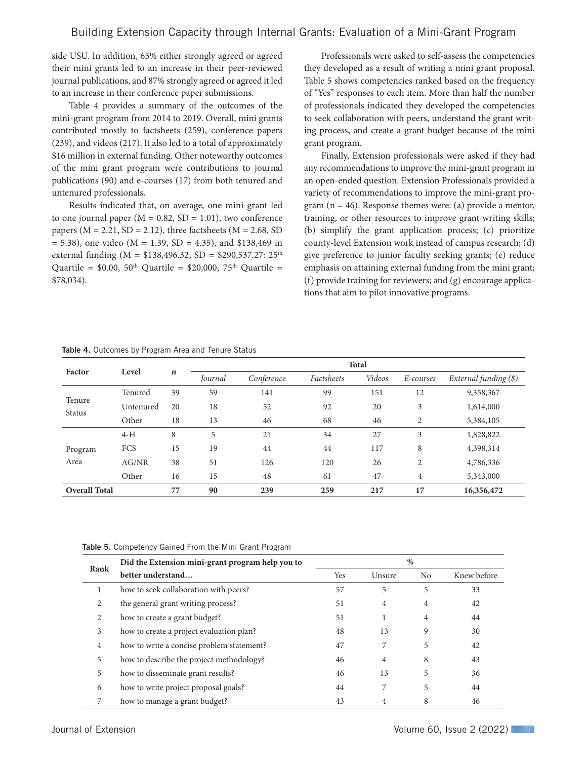side USU. In addition, 65% either strongly agreed or agreed their mini grants led to an increase in their peer-reviewed journal publications, and 87% strongly agreed or agreed it led to an increase in their conference paper submissions.

Table 4 provides a summary of the outcomes of the mini-grant program from 2014 to 2019. Overall, mini grants contributed mostly to factsheets (259), conference papers (239), and videos (217). It also led to a total of approximately $16 million in external funding. Other noteworthy outcomes of the mini grant program were contributions to journal publications (90) and e-courses (17) from both tenured and untenured professionals.

Results indicated that, on average, one mini grant led to one journal paper (M = 0.82, SD = 1.01), two conference papers (M = 2.21, SD = 2.12), three factsheets (M = 2.68, SD = 5.38), one video (M = 1.39, SD = 4.35), and $138,469 in external funding (M = $138,496.32, SD = $290,537.27: 25th Quartile = $0.00, 50th Quartile = $20,000, 75th Quartile = $78,034).

Professionals were asked to self-assess the competencies they developed as a result of writing a mini grant proposal. Table 5 shows competencies ranked based on the frequency of "Yes" responses to each item. More than half the number of professionals indicated they developed the competencies to seek collaboration with peers, understand the grant writing process, and create a grant budget because of the mini grant program.

Finally, Extension professionals were asked if they had any recommendations to improve the mini-grant program in an open-ended question. Extension Professionals provided a variety of recommendations to improve the mini-grant program (n = 46). Response themes were: (a) provide a mentor, training, or other resources to improve grant writing skills; (b) simplify the grant application process; (c) prioritize county-level Extension work instead of campus research; (d) give preference to junior faculty seeking grants; (e) reduce emphasis on attaining external funding from the mini grant; (f) provide training for reviewers; and (g) encourage applications that aim to pilot innovative programs.

**Table 4.** Outcomes by Program Area and Tenure Status

| Factor | Level | *n* | Total | | | | | |
|---|---|---|---|---|---|---|---|---|
| | | | *Journal* | *Conference* | *Factsheets* | *Videos* | *E-courses* | *External funding ($)* |
| Tenure Status | Tenured | 39 | 59 | 141 | 99 | 151 | 12 | 9,358,367 |
| | Untenured | 20 | 18 | 52 | 92 | 20 | 3 | 1,614,000 |
| | Other | 18 | 13 | 46 | 68 | 46 | 2 | 5,384,105 |
| Program Area | 4-H | 8 | 5 | 21 | 34 | 27 | 3 | 1,828,822 |
| | FCS | 15 | 19 | 44 | 44 | 117 | 8 | 4,398,314 |
| | AG/NR | 38 | 51 | 126 | 120 | 26 | 2 | 4,786,336 |
| | Other | 16 | 15 | 48 | 61 | 47 | 4 | 5,343,000 |
| **Overall Total** | | **77** | **90** | **239** | **259** | **217** | **17** | **16,356,472** |

**Table 5.** Competency Gained From the Mini Grant Program

| Rank | Did the Extension mini-grant program help you to better understand… | % | | | |
|---|---|---|---|---|---|
| | | Yes | Unsure | No | Knew before |
| 1 | how to seek collaboration with peers? | 57 | 5 | 5 | 33 |
| 2 | the general grant writing process? | 51 | 4 | 4 | 42 |
| 2 | how to create a grant budget? | 51 | 1 | 4 | 44 |
| 3 | how to create a project evaluation plan? | 48 | 13 | 9 | 30 |
| 4 | how to write a concise problem statement? | 47 | 7 | 5 | 42 |
| 5 | how to describe the project methodology? | 46 | 4 | 8 | 43 |
| 5 | how to disseminate grant results? | 46 | 13 | 5 | 36 |
| 6 | how to write project proposal goals? | 44 | 7 | 5 | 44 |
| 7 | how to manage a grant budget? | 43 | 4 | 8 | 46 |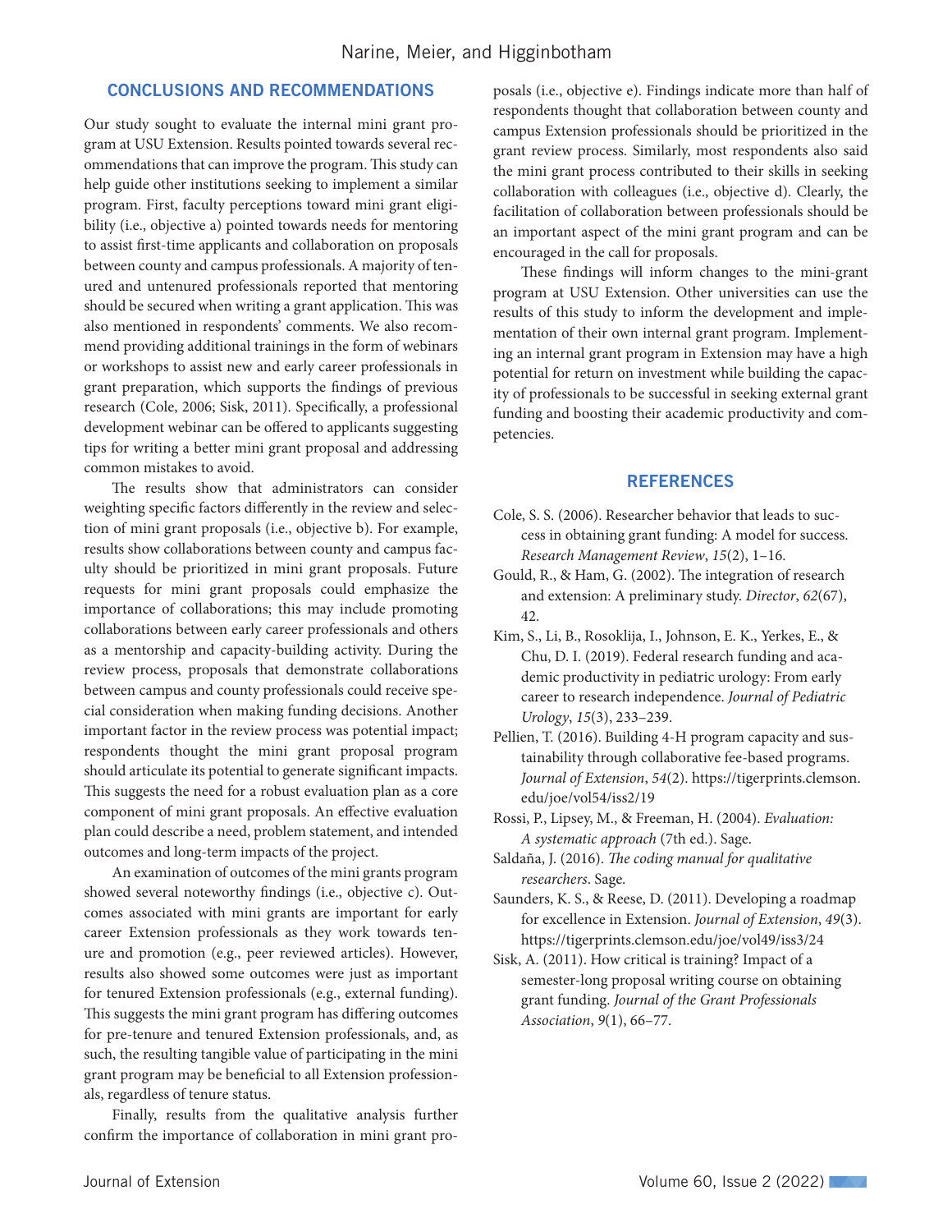## CONCLUSIONS AND RECOMMENDATIONS

Our study sought to evaluate the internal mini grant program at USU Extension. Results pointed towards several recommendations that can improve the program. This study can help guide other institutions seeking to implement a similar program. First, faculty perceptions toward mini grant eligibility (i.e., objective a) pointed towards needs for mentoring to assist first-time applicants and collaboration on proposals between county and campus professionals. A majority of tenured and untenured professionals reported that mentoring should be secured when writing a grant application. This was also mentioned in respondents' comments. We also recommend providing additional trainings in the form of webinars or workshops to assist new and early career professionals in grant preparation, which supports the findings of previous research (Cole, 2006; Sisk, 2011). Specifically, a professional development webinar can be offered to applicants suggesting tips for writing a better mini grant proposal and addressing common mistakes to avoid.

The results show that administrators can consider weighting specific factors differently in the review and selection of mini grant proposals (i.e., objective b). For example, results show collaborations between county and campus faculty should be prioritized in mini grant proposals. Future requests for mini grant proposals could emphasize the importance of collaborations; this may include promoting collaborations between early career professionals and others as a mentorship and capacity-building activity. During the review process, proposals that demonstrate collaborations between campus and county professionals could receive special consideration when making funding decisions. Another important factor in the review process was potential impact; respondents thought the mini grant proposal program should articulate its potential to generate significant impacts. This suggests the need for a robust evaluation plan as a core component of mini grant proposals. An effective evaluation plan could describe a need, problem statement, and intended outcomes and long-term impacts of the project.

An examination of outcomes of the mini grants program showed several noteworthy findings (i.e., objective c). Outcomes associated with mini grants are important for early career Extension professionals as they work towards tenure and promotion (e.g., peer reviewed articles). However, results also showed some outcomes were just as important for tenured Extension professionals (e.g., external funding). This suggests the mini grant program has differing outcomes for pre-tenure and tenured Extension professionals, and, as such, the resulting tangible value of participating in the mini grant program may be beneficial to all Extension professionals, regardless of tenure status.

Finally, results from the qualitative analysis further confirm the importance of collaboration in mini grant proposals (i.e., objective e). Findings indicate more than half of respondents thought that collaboration between county and campus Extension professionals should be prioritized in the grant review process. Similarly, most respondents also said the mini grant process contributed to their skills in seeking collaboration with colleagues (i.e., objective d). Clearly, the facilitation of collaboration between professionals should be an important aspect of the mini grant program and can be encouraged in the call for proposals.

These findings will inform changes to the mini-grant program at USU Extension. Other universities can use the results of this study to inform the development and implementation of their own internal grant program. Implementing an internal grant program in Extension may have a high potential for return on investment while building the capacity of professionals to be successful in seeking external grant funding and boosting their academic productivity and competencies.

## REFERENCES

Cole, S. S. (2006). Researcher behavior that leads to success in obtaining grant funding: A model for success. *Research Management Review*, *15*(2), 1–16.

Gould, R., & Ham, G. (2002). The integration of research and extension: A preliminary study. *Director*, *62*(67), 42.

Kim, S., Li, B., Rosoklija, I., Johnson, E. K., Yerkes, E., & Chu, D. I. (2019). Federal research funding and academic productivity in pediatric urology: From early career to research independence. *Journal of Pediatric Urology*, *15*(3), 233–239.

Pellien, T. (2016). Building 4-H program capacity and sustainability through collaborative fee-based programs. *Journal of Extension*, *54*(2). https://tigerprints.clemson.edu/joe/vol54/iss2/19

Rossi, P., Lipsey, M., & Freeman, H. (2004). *Evaluation: A systematic approach* (7th ed.). Sage.

Saldaña, J. (2016). *The coding manual for qualitative researchers*. Sage.

Saunders, K. S., & Reese, D. (2011). Developing a roadmap for excellence in Extension. *Journal of Extension*, *49*(3). https://tigerprints.clemson.edu/joe/vol49/iss3/24

Sisk, A. (2011). How critical is training? Impact of a semester-long proposal writing course on obtaining grant funding. *Journal of the Grant Professionals Association*, *9*(1), 66–77.